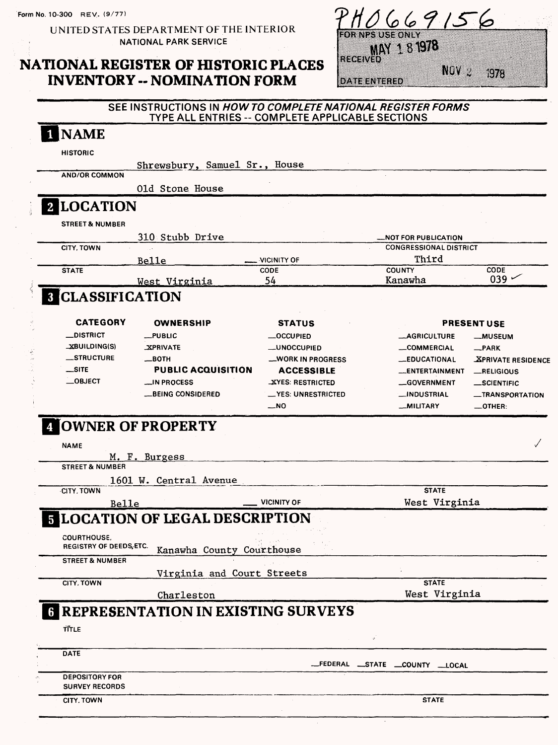Form No. 10-300 REV. (9/77)

UNITED STATES DEPARTMENT OF THE INTERIOR
NATIONAL PARK SERVICE

# NATIONAL REGISTER OF HISTORIC PLACES INVENTORY -- NOMINATION FORM

PH0669156

FOR NPS USE ONLY
RECEIVED MAY 18 1978
DATE ENTERED NOV 2 1978

SEE INSTRUCTIONS IN *HOW TO COMPLETE NATIONAL REGISTER FORMS*
TYPE ALL ENTRIES -- COMPLETE APPLICABLE SECTIONS

## 1 NAME

HISTORIC
Shrewsbury, Samuel Sr., House

AND/OR COMMON
Old Stone House

## 2 LOCATION

STREET & NUMBER
310 Stubb Drive

__NOT FOR PUBLICATION

CITY, TOWN
Belle

__VICINITY OF

CONGRESSIONAL DISTRICT
Third

| STATE | CODE | COUNTY | CODE |
|---|---|---|---|
| West Virginia | 54 | Kanawha | 039 ✓ |

## 3 CLASSIFICATION

| CATEGORY | OWNERSHIP | STATUS | PRESENT USE | |
|---|---|---|---|---|
| __DISTRICT | __PUBLIC | __OCCUPIED | __AGRICULTURE | __MUSEUM |
| X BUILDING(S) | X PRIVATE | __UNOCCUPIED | __COMMERCIAL | __PARK |
| __STRUCTURE | __BOTH | __WORK IN PROGRESS | __EDUCATIONAL | X PRIVATE RESIDENCE |
| __SITE | **PUBLIC ACQUISITION** | **ACCESSIBLE** | __ENTERTAINMENT | __RELIGIOUS |
| __OBJECT | __IN PROCESS | X YES: RESTRICTED | __GOVERNMENT | __SCIENTIFIC |
| | __BEING CONSIDERED | __YES: UNRESTRICTED | __INDUSTRIAL | __TRANSPORTATION |
| | | __NO | __MILITARY | __OTHER: |

## 4 OWNER OF PROPERTY

NAME
M. F. Burgess

STREET & NUMBER
1601 W. Central Avenue

CITY, TOWN
Belle

__VICINITY OF

STATE
West Virginia

## 5 LOCATION OF LEGAL DESCRIPTION

COURTHOUSE, REGISTRY OF DEEDS, ETC.
Kanawha County Courthouse

STREET & NUMBER
Virginia and Court Streets

CITY, TOWN
Charleston

STATE
West Virginia

## 6 REPRESENTATION IN EXISTING SURVEYS

TITLE

DATE

__FEDERAL __STATE __COUNTY __LOCAL

DEPOSITORY FOR SURVEY RECORDS

CITY, TOWN

STATE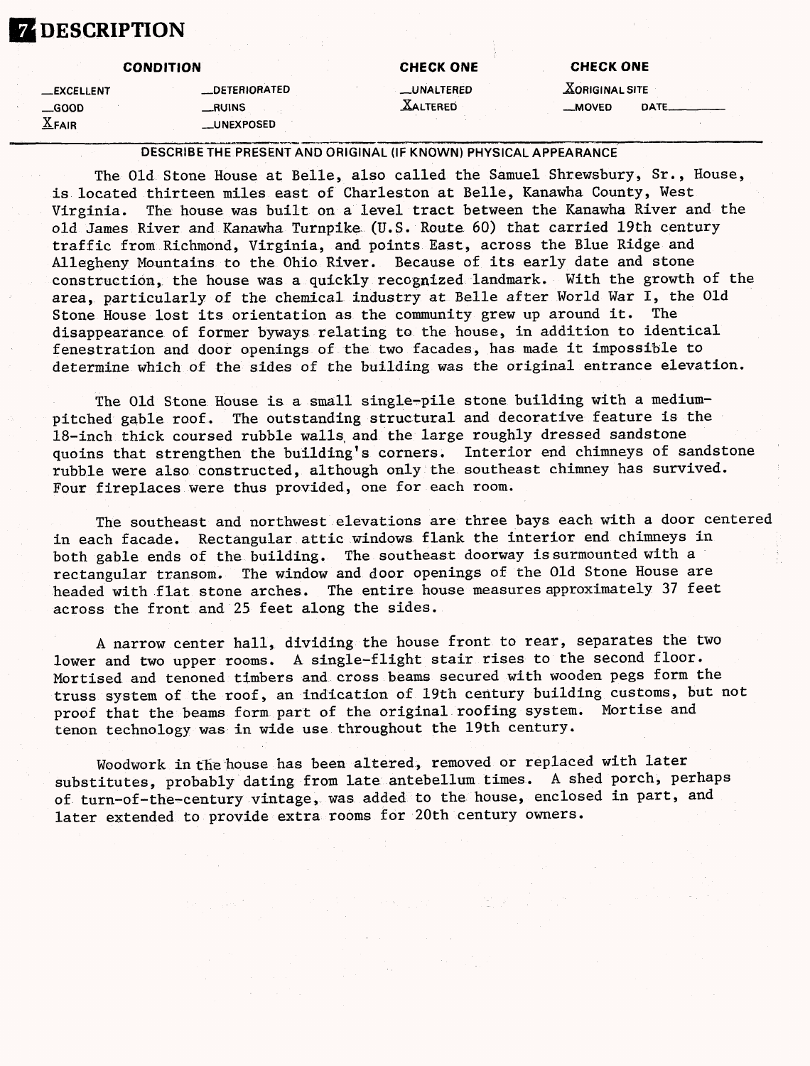# 7 DESCRIPTION

| CONDITION | | CHECK ONE | CHECK ONE |
| --- | --- | --- | --- |
| _EXCELLENT | _DETERIORATED | _UNALTERED | X ORIGINAL SITE |
| _GOOD | _RUINS | X ALTERED | _MOVED DATE_____ |
| X FAIR | _UNEXPOSED | | |

DESCRIBE THE PRESENT AND ORIGINAL (IF KNOWN) PHYSICAL APPEARANCE

The Old Stone House at Belle, also called the Samuel Shrewsbury, Sr., House, is located thirteen miles east of Charleston at Belle, Kanawha County, West Virginia. The house was built on a level tract between the Kanawha River and the old James River and Kanawha Turnpike (U.S. Route 60) that carried 19th century traffic from Richmond, Virginia, and points East, across the Blue Ridge and Allegheny Mountains to the Ohio River. Because of its early date and stone construction, the house was a quickly recognized landmark. With the growth of the area, particularly of the chemical industry at Belle after World War I, the Old Stone House lost its orientation as the community grew up around it. The disappearance of former byways relating to the house, in addition to identical fenestration and door openings of the two facades, has made it impossible to determine which of the sides of the building was the original entrance elevation.

The Old Stone House is a small single-pile stone building with a medium-pitched gable roof. The outstanding structural and decorative feature is the 18-inch thick coursed rubble walls and the large roughly dressed sandstone quoins that strengthen the building's corners. Interior end chimneys of sandstone rubble were also constructed, although only the southeast chimney has survived. Four fireplaces were thus provided, one for each room.

The southeast and northwest elevations are three bays each with a door centered in each facade. Rectangular attic windows flank the interior end chimneys in both gable ends of the building. The southeast doorway is surmounted with a rectangular transom. The window and door openings of the Old Stone House are headed with flat stone arches. The entire house measures approximately 37 feet across the front and 25 feet along the sides.

A narrow center hall, dividing the house front to rear, separates the two lower and two upper rooms. A single-flight stair rises to the second floor. Mortised and tenoned timbers and cross beams secured with wooden pegs form the truss system of the roof, an indication of 19th century building customs, but not proof that the beams form part of the original roofing system. Mortise and tenon technology was in wide use throughout the 19th century.

Woodwork in the house has been altered, removed or replaced with later substitutes, probably dating from late antebellum times. A shed porch, perhaps of turn-of-the-century vintage, was added to the house, enclosed in part, and later extended to provide extra rooms for 20th century owners.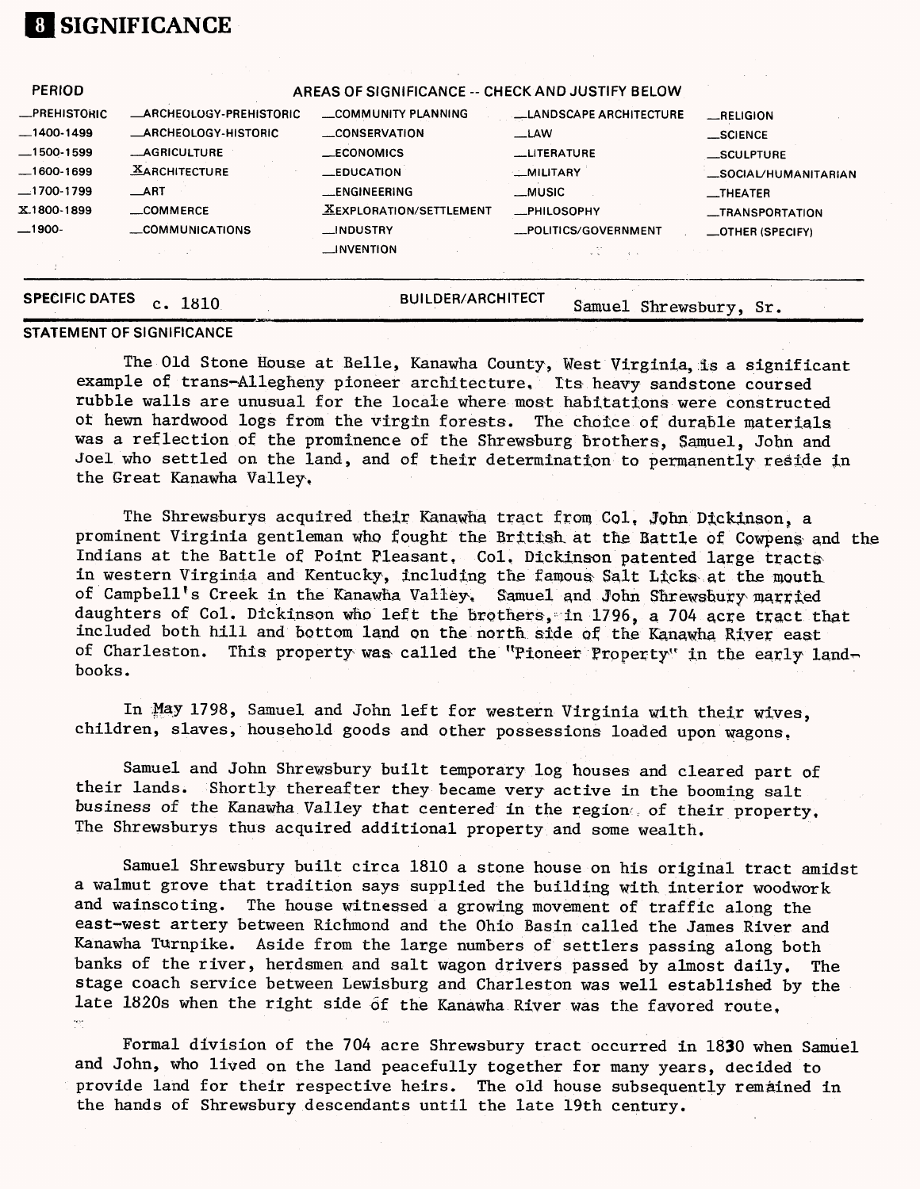# 8 SIGNIFICANCE

| PERIOD | AREAS OF SIGNIFICANCE -- CHECK AND JUSTIFY BELOW | | | |
|---|---|---|---|---|
| __PREHISTORIC | __ARCHEOLOGY-PREHISTORIC | __COMMUNITY PLANNING | __LANDSCAPE ARCHITECTURE | __RELIGION |
| __1400-1499 | __ARCHEOLOGY-HISTORIC | __CONSERVATION | __LAW | __SCIENCE |
| __1500-1599 | __AGRICULTURE | __ECONOMICS | __LITERATURE | __SCULPTURE |
| __1600-1699 | X ARCHITECTURE | __EDUCATION | __MILITARY | __SOCIAL/HUMANITARIAN |
| __1700-1799 | __ART | __ENGINEERING | __MUSIC | __THEATER |
| X 1800-1899 | __COMMERCE | X EXPLORATION/SETTLEMENT | __PHILOSOPHY | __TRANSPORTATION |
| __1900- | __COMMUNICATIONS | __INDUSTRY | __POLITICS/GOVERNMENT | __OTHER (SPECIFY) |
| | | __INVENTION | | |

**SPECIFIC DATES** c. 1810 **BUILDER/ARCHITECT** Samuel Shrewsbury, Sr.

**STATEMENT OF SIGNIFICANCE**

The Old Stone House at Belle, Kanawha County, West Virginia, is a significant example of trans-Allegheny pioneer architecture. Its heavy sandstone coursed rubble walls are unusual for the locale where most habitations were constructed of hewn hardwood logs from the virgin forests. The choice of durable materials was a reflection of the prominence of the Shrewsburg brothers, Samuel, John and Joel who settled on the land, and of their determination to permanently reside in the Great Kanawha Valley.

The Shrewsburys acquired their Kanawha tract from Col. John Dickinson, a prominent Virginia gentleman who fought the British at the Battle of Cowpens and the Indians at the Battle of Point Pleasant. Col. Dickinson patented large tracts in western Virginia and Kentucky, including the famous Salt Licks at the mouth of Campbell's Creek in the Kanawha Valley. Samuel and John Shrewsbury married daughters of Col. Dickinson who left the brothers, in 1796, a 704 acre tract that included both hill and bottom land on the north side of the Kanawha River east of Charleston. This property was called the "Pioneer Property" in the early land-books.

In May 1798, Samuel and John left for western Virginia with their wives, children, slaves, household goods and other possessions loaded upon wagons.

Samuel and John Shrewsbury built temporary log houses and cleared part of their lands. Shortly thereafter they became very active in the booming salt business of the Kanawha Valley that centered in the region of their property. The Shrewsburys thus acquired additional property and some wealth.

Samuel Shrewsbury built circa 1810 a stone house on his original tract amidst a walmut grove that tradition says supplied the building with interior woodwork and wainscoting. The house witnessed a growing movement of traffic along the east-west artery between Richmond and the Ohio Basin called the James River and Kanawha Turnpike. Aside from the large numbers of settlers passing along both banks of the river, herdsmen and salt wagon drivers passed by almost daily. The stage coach service between Lewisburg and Charleston was well established by the late 1820s when the right side of the Kanawha River was the favored route.

Formal division of the 704 acre Shrewsbury tract occurred in 1830 when Samuel and John, who lived on the land peacefully together for many years, decided to provide land for their respective heirs. The old house subsequently remained in the hands of Shrewsbury descendants until the late 19th century.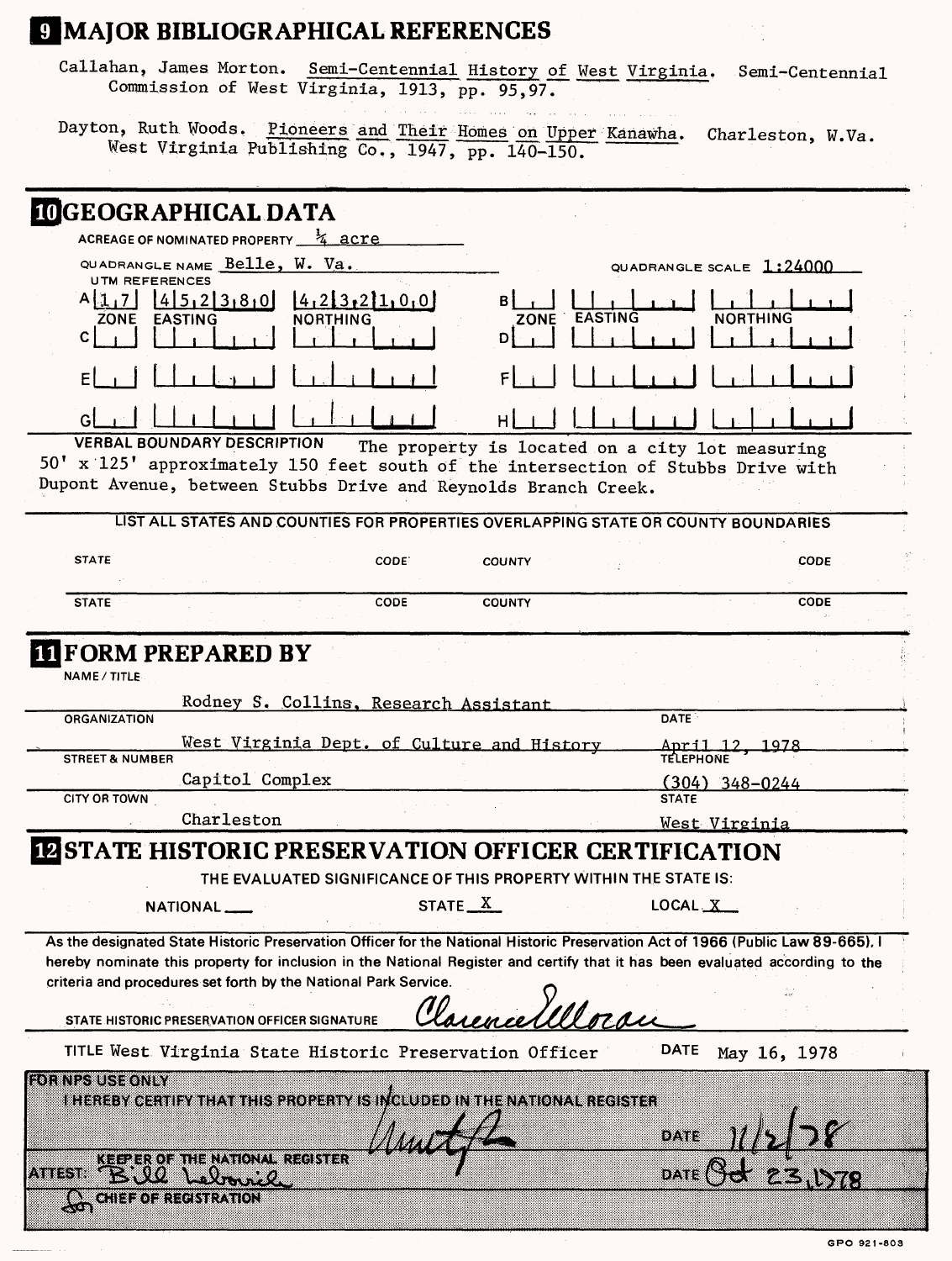# 9 MAJOR BIBLIOGRAPHICAL REFERENCES

Callahan, James Morton. Semi-Centennial History of West Virginia. Semi-Centennial Commission of West Virginia, 1913, pp. 95,97.

Dayton, Ruth Woods. Pioneers and Their Homes on Upper Kanawha. Charleston, W.Va. West Virginia Publishing Co., 1947, pp. 140-150.

# 10 GEOGRAPHICAL DATA

ACREAGE OF NOMINATED PROPERTY ¼ acre

QUADRANGLE NAME Belle, W. Va.

QUADRANGLE SCALE 1:24000

UTM REFERENCES

| | ZONE | EASTING | NORTHING | | ZONE | EASTING | NORTHING |
|---|---|---|---|---|---|---|---|
| A | 17 | 452380 | 4232100 | B | | | |
| C | | | | D | | | |
| E | | | | F | | | |
| G | | | | H | | | |

VERBAL BOUNDARY DESCRIPTION The property is located on a city lot measuring 50' x 125' approximately 150 feet south of the intersection of Stubbs Drive with Dupont Avenue, between Stubbs Drive and Reynolds Branch Creek.

LIST ALL STATES AND COUNTIES FOR PROPERTIES OVERLAPPING STATE OR COUNTY BOUNDARIES

| STATE | CODE | COUNTY | CODE |
|---|---|---|---|
| STATE | CODE | COUNTY | CODE |

# 11 FORM PREPARED BY

NAME / TITLE
Rodney S. Collins, Research Assistant

ORGANIZATION
West Virginia Dept. of Culture and History

DATE
April 12, 1978

STREET & NUMBER
Capitol Complex

TELEPHONE
(304) 348-0244

CITY OR TOWN
Charleston

STATE
West Virginia

# 12 STATE HISTORIC PRESERVATION OFFICER CERTIFICATION

THE EVALUATED SIGNIFICANCE OF THIS PROPERTY WITHIN THE STATE IS:

NATIONAL ___ STATE X LOCAL X

As the designated State Historic Preservation Officer for the National Historic Preservation Act of 1966 (Public Law 89-665), I hereby nominate this property for inclusion in the National Register and certify that it has been evaluated according to the criteria and procedures set forth by the National Park Service.

STATE HISTORIC PRESERVATION OFFICER SIGNATURE Clarence Moran

TITLE West Virginia State Historic Preservation Officer DATE May 16, 1978

FOR NPS USE ONLY

I HEREBY CERTIFY THAT THIS PROPERTY IS INCLUDED IN THE NATIONAL REGISTER

DATE 11/2/78

KEEPER OF THE NATIONAL REGISTER

ATTEST: Bill Lebovich DATE Oct 23, 1978

CHIEF OF REGISTRATION